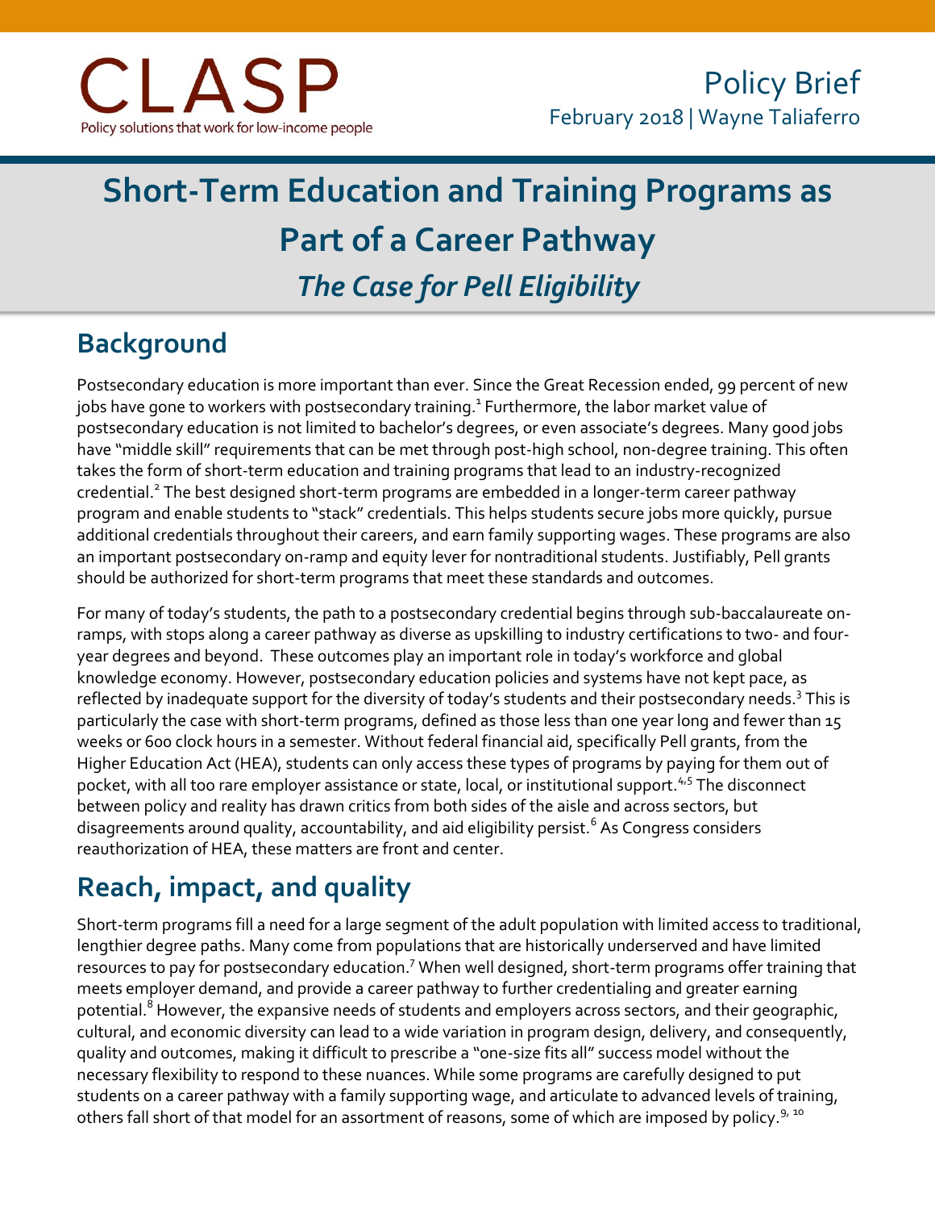CLASP

Policy solutions that work for low-income people

Policy Brief

February 2018 | Wayne Taliaferro

# Short-Term Education and Training Programs as Part of a Career Pathway

## *The Case for Pell Eligibility*

## Background

Postsecondary education is more important than ever. Since the Great Recession ended, 99 percent of new jobs have gone to workers with postsecondary training.[1] Furthermore, the labor market value of postsecondary education is not limited to bachelor's degrees, or even associate's degrees. Many good jobs have "middle skill" requirements that can be met through post-high school, non-degree training. This often takes the form of short-term education and training programs that lead to an industry-recognized credential.[2] The best designed short-term programs are embedded in a longer-term career pathway program and enable students to "stack" credentials. This helps students secure jobs more quickly, pursue additional credentials throughout their careers, and earn family supporting wages. These programs are also an important postsecondary on-ramp and equity lever for nontraditional students. Justifiably, Pell grants should be authorized for short-term programs that meet these standards and outcomes.

For many of today's students, the path to a postsecondary credential begins through sub-baccalaureate on-ramps, with stops along a career pathway as diverse as upskilling to industry certifications to two- and four-year degrees and beyond. These outcomes play an important role in today's workforce and global knowledge economy. However, postsecondary education policies and systems have not kept pace, as reflected by inadequate support for the diversity of today's students and their postsecondary needs.[3] This is particularly the case with short-term programs, defined as those less than one year long and fewer than 15 weeks or 600 clock hours in a semester. Without federal financial aid, specifically Pell grants, from the Higher Education Act (HEA), students can only access these types of programs by paying for them out of pocket, with all too rare employer assistance or state, local, or institutional support.[4,5] The disconnect between policy and reality has drawn critics from both sides of the aisle and across sectors, but disagreements around quality, accountability, and aid eligibility persist.[6] As Congress considers reauthorization of HEA, these matters are front and center.

## Reach, impact, and quality

Short-term programs fill a need for a large segment of the adult population with limited access to traditional, lengthier degree paths. Many come from populations that are historically underserved and have limited resources to pay for postsecondary education.[7] When well designed, short-term programs offer training that meets employer demand, and provide a career pathway to further credentialing and greater earning potential.[8] However, the expansive needs of students and employers across sectors, and their geographic, cultural, and economic diversity can lead to a wide variation in program design, delivery, and consequently, quality and outcomes, making it difficult to prescribe a "one-size fits all" success model without the necessary flexibility to respond to these nuances. While some programs are carefully designed to put students on a career pathway with a family supporting wage, and articulate to advanced levels of training, others fall short of that model for an assortment of reasons, some of which are imposed by policy.[9, 10]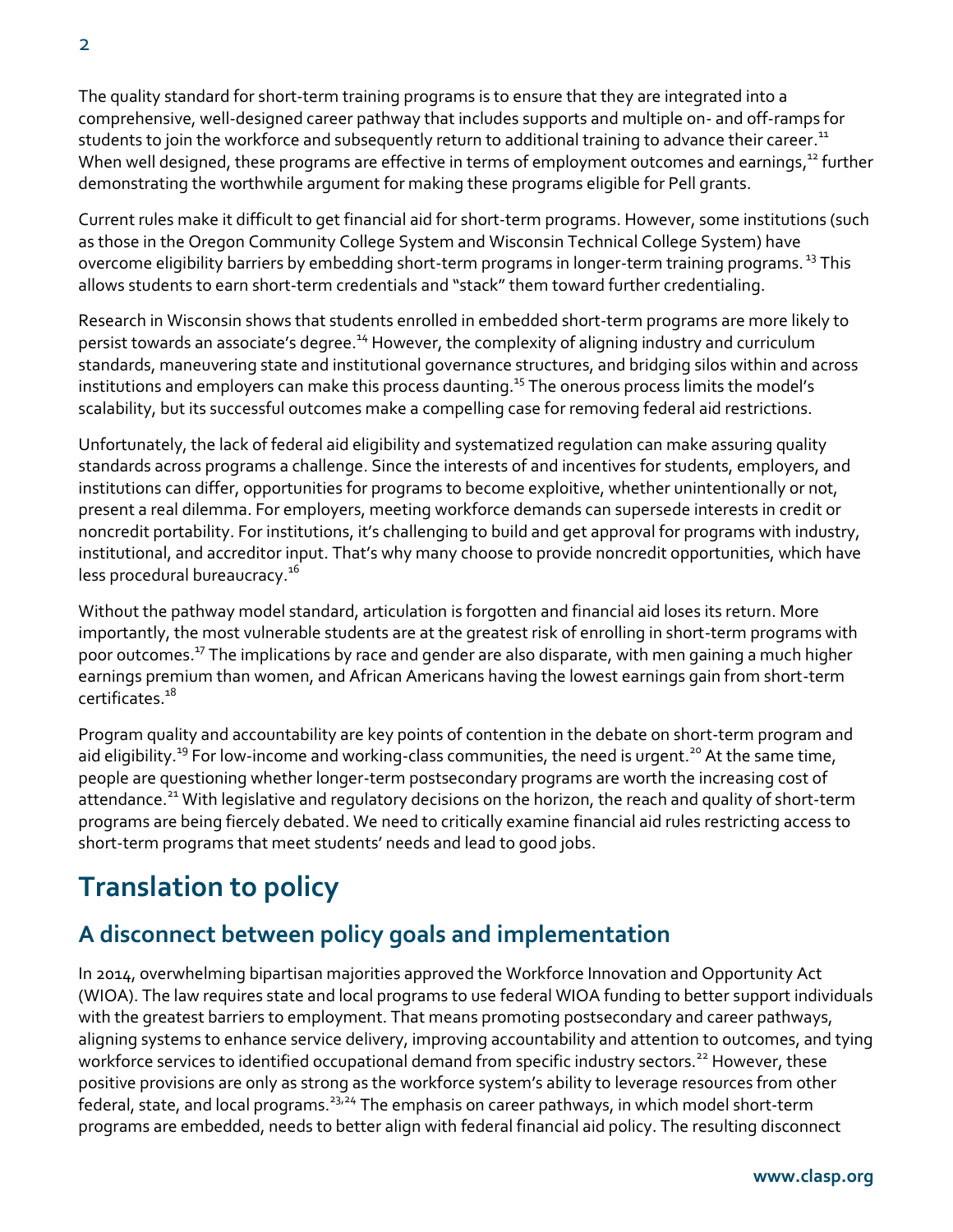The quality standard for short-term training programs is to ensure that they are integrated into a comprehensive, well-designed career pathway that includes supports and multiple on- and off-ramps for students to join the workforce and subsequently return to additional training to advance their career.[11] When well designed, these programs are effective in terms of employment outcomes and earnings,[12] further demonstrating the worthwhile argument for making these programs eligible for Pell grants.

Current rules make it difficult to get financial aid for short-term programs. However, some institutions (such as those in the Oregon Community College System and Wisconsin Technical College System) have overcome eligibility barriers by embedding short-term programs in longer-term training programs.[13] This allows students to earn short-term credentials and "stack" them toward further credentialing.

Research in Wisconsin shows that students enrolled in embedded short-term programs are more likely to persist towards an associate's degree.[14] However, the complexity of aligning industry and curriculum standards, maneuvering state and institutional governance structures, and bridging silos within and across institutions and employers can make this process daunting.[15] The onerous process limits the model's scalability, but its successful outcomes make a compelling case for removing federal aid restrictions.

Unfortunately, the lack of federal aid eligibility and systematized regulation can make assuring quality standards across programs a challenge. Since the interests of and incentives for students, employers, and institutions can differ, opportunities for programs to become exploitive, whether unintentionally or not, present a real dilemma. For employers, meeting workforce demands can supersede interests in credit or noncredit portability. For institutions, it's challenging to build and get approval for programs with industry, institutional, and accreditor input. That's why many choose to provide noncredit opportunities, which have less procedural bureaucracy.[16]

Without the pathway model standard, articulation is forgotten and financial aid loses its return. More importantly, the most vulnerable students are at the greatest risk of enrolling in short-term programs with poor outcomes.[17] The implications by race and gender are also disparate, with men gaining a much higher earnings premium than women, and African Americans having the lowest earnings gain from short-term certificates.[18]

Program quality and accountability are key points of contention in the debate on short-term program and aid eligibility.[19] For low-income and working-class communities, the need is urgent.[20] At the same time, people are questioning whether longer-term postsecondary programs are worth the increasing cost of attendance.[21] With legislative and regulatory decisions on the horizon, the reach and quality of short-term programs are being fiercely debated. We need to critically examine financial aid rules restricting access to short-term programs that meet students' needs and lead to good jobs.

# Translation to policy

## A disconnect between policy goals and implementation

In 2014, overwhelming bipartisan majorities approved the Workforce Innovation and Opportunity Act (WIOA). The law requires state and local programs to use federal WIOA funding to better support individuals with the greatest barriers to employment. That means promoting postsecondary and career pathways, aligning systems to enhance service delivery, improving accountability and attention to outcomes, and tying workforce services to identified occupational demand from specific industry sectors.[22] However, these positive provisions are only as strong as the workforce system's ability to leverage resources from other federal, state, and local programs.[23,24] The emphasis on career pathways, in which model short-term programs are embedded, needs to better align with federal financial aid policy. The resulting disconnect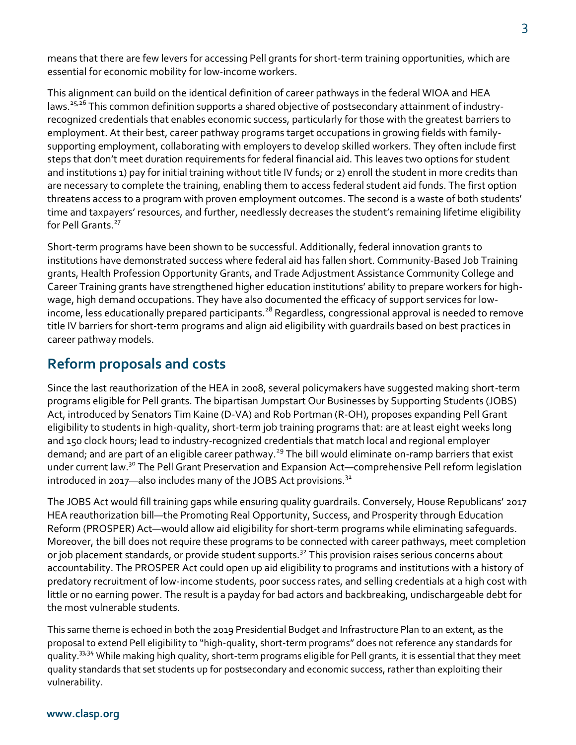means that there are few levers for accessing Pell grants for short-term training opportunities, which are essential for economic mobility for low-income workers.

This alignment can build on the identical definition of career pathways in the federal WIOA and HEA laws.[25,26] This common definition supports a shared objective of postsecondary attainment of industry-recognized credentials that enables economic success, particularly for those with the greatest barriers to employment. At their best, career pathway programs target occupations in growing fields with family-supporting employment, collaborating with employers to develop skilled workers. They often include first steps that don't meet duration requirements for federal financial aid. This leaves two options for student and institutions 1) pay for initial training without title IV funds; or 2) enroll the student in more credits than are necessary to complete the training, enabling them to access federal student aid funds. The first option threatens access to a program with proven employment outcomes. The second is a waste of both students' time and taxpayers' resources, and further, needlessly decreases the student's remaining lifetime eligibility for Pell Grants.[27]

Short-term programs have been shown to be successful. Additionally, federal innovation grants to institutions have demonstrated success where federal aid has fallen short. Community-Based Job Training grants, Health Profession Opportunity Grants, and Trade Adjustment Assistance Community College and Career Training grants have strengthened higher education institutions' ability to prepare workers for high-wage, high demand occupations. They have also documented the efficacy of support services for low-income, less educationally prepared participants.[28] Regardless, congressional approval is needed to remove title IV barriers for short-term programs and align aid eligibility with guardrails based on best practices in career pathway models.

## Reform proposals and costs

Since the last reauthorization of the HEA in 2008, several policymakers have suggested making short-term programs eligible for Pell grants. The bipartisan Jumpstart Our Businesses by Supporting Students (JOBS) Act, introduced by Senators Tim Kaine (D-VA) and Rob Portman (R-OH), proposes expanding Pell Grant eligibility to students in high-quality, short-term job training programs that: are at least eight weeks long and 150 clock hours; lead to industry-recognized credentials that match local and regional employer demand; and are part of an eligible career pathway.[29] The bill would eliminate on-ramp barriers that exist under current law.[30] The Pell Grant Preservation and Expansion Act—comprehensive Pell reform legislation introduced in 2017—also includes many of the JOBS Act provisions.[31]

The JOBS Act would fill training gaps while ensuring quality guardrails. Conversely, House Republicans' 2017 HEA reauthorization bill—the Promoting Real Opportunity, Success, and Prosperity through Education Reform (PROSPER) Act—would allow aid eligibility for short-term programs while eliminating safeguards. Moreover, the bill does not require these programs to be connected with career pathways, meet completion or job placement standards, or provide student supports.[32] This provision raises serious concerns about accountability. The PROSPER Act could open up aid eligibility to programs and institutions with a history of predatory recruitment of low-income students, poor success rates, and selling credentials at a high cost with little or no earning power. The result is a payday for bad actors and backbreaking, undischargeable debt for the most vulnerable students.

This same theme is echoed in both the 2019 Presidential Budget and Infrastructure Plan to an extent, as the proposal to extend Pell eligibility to "high-quality, short-term programs" does not reference any standards for quality.[33,34] While making high quality, short-term programs eligible for Pell grants, it is essential that they meet quality standards that set students up for postsecondary and economic success, rather than exploiting their vulnerability.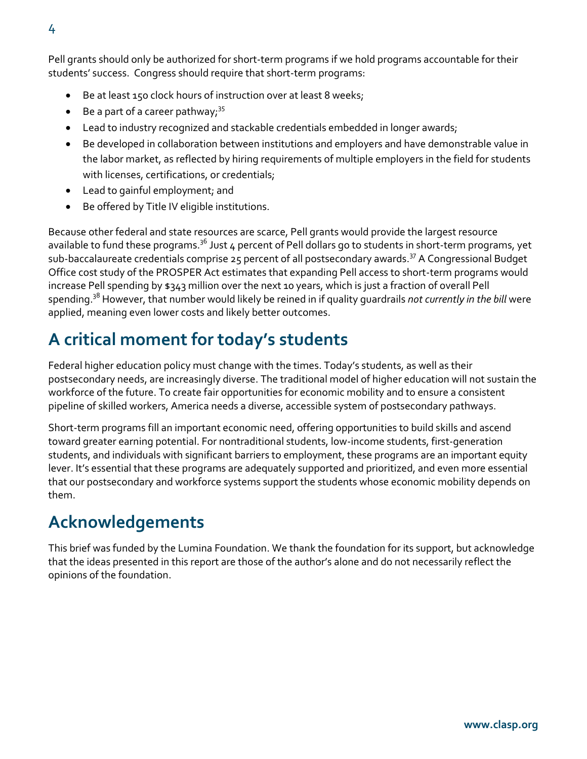Pell grants should only be authorized for short-term programs if we hold programs accountable for their students' success. Congress should require that short-term programs:

- Be at least 150 clock hours of instruction over at least 8 weeks;
- Be a part of a career pathway;[35]
- Lead to industry recognized and stackable credentials embedded in longer awards;
- Be developed in collaboration between institutions and employers and have demonstrable value in the labor market, as reflected by hiring requirements of multiple employers in the field for students with licenses, certifications, or credentials;
- Lead to gainful employment; and
- Be offered by Title IV eligible institutions.

Because other federal and state resources are scarce, Pell grants would provide the largest resource available to fund these programs.[36] Just 4 percent of Pell dollars go to students in short-term programs, yet sub-baccalaureate credentials comprise 25 percent of all postsecondary awards.[37] A Congressional Budget Office cost study of the PROSPER Act estimates that expanding Pell access to short-term programs would increase Pell spending by $343 million over the next 10 years, which is just a fraction of overall Pell spending.[38] However, that number would likely be reined in if quality guardrails *not currently in the bill* were applied, meaning even lower costs and likely better outcomes.

## A critical moment for today's students

Federal higher education policy must change with the times. Today's students, as well as their postsecondary needs, are increasingly diverse. The traditional model of higher education will not sustain the workforce of the future. To create fair opportunities for economic mobility and to ensure a consistent pipeline of skilled workers, America needs a diverse, accessible system of postsecondary pathways.

Short-term programs fill an important economic need, offering opportunities to build skills and ascend toward greater earning potential. For nontraditional students, low-income students, first-generation students, and individuals with significant barriers to employment, these programs are an important equity lever. It's essential that these programs are adequately supported and prioritized, and even more essential that our postsecondary and workforce systems support the students whose economic mobility depends on them.

## Acknowledgements

This brief was funded by the Lumina Foundation. We thank the foundation for its support, but acknowledge that the ideas presented in this report are those of the author's alone and do not necessarily reflect the opinions of the foundation.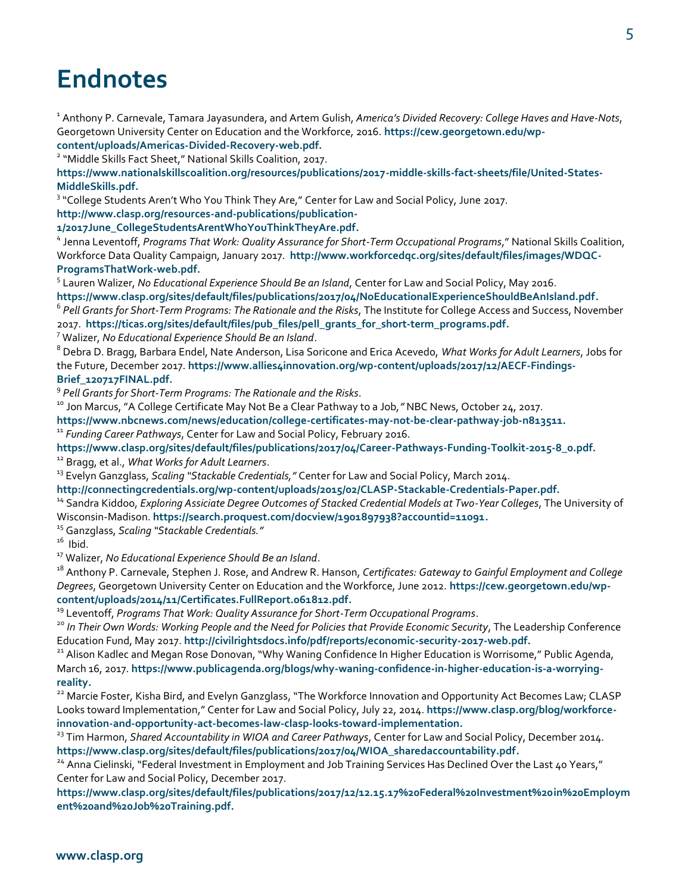# Endnotes

[1] Anthony P. Carnevale, Tamara Jayasundera, and Artem Gulish, *America's Divided Recovery: College Haves and Have-Nots*, Georgetown University Center on Education and the Workforce, 2016. **https://cew.georgetown.edu/wp-content/uploads/Americas-Divided-Recovery-web.pdf.**

[2] "Middle Skills Fact Sheet," National Skills Coalition, 2017. **https://www.nationalskillscoalition.org/resources/publications/2017-middle-skills-fact-sheets/file/United-States-MiddleSkills.pdf.**

[3] "College Students Aren't Who You Think They Are," Center for Law and Social Policy, June 2017. **http://www.clasp.org/resources-and-publications/publication-1/2017June_CollegeStudentsArentWhoYouThinkTheyAre.pdf.**

[4] Jenna Leventoff, *Programs That Work: Quality Assurance for Short-Term Occupational Programs*," National Skills Coalition, Workforce Data Quality Campaign, January 2017. **http://www.workforcedqc.org/sites/default/files/images/WDQC-ProgramsThatWork-web.pdf.**

[5] Lauren Walizer, *No Educational Experience Should Be an Island*, Center for Law and Social Policy, May 2016. **https://www.clasp.org/sites/default/files/publications/2017/04/NoEducationalExperienceShouldBeAnIsland.pdf.**

[6] *Pell Grants for Short-Term Programs: The Rationale and the Risks*, The Institute for College Access and Success, November 2017. **https://ticas.org/sites/default/files/pub_files/pell_grants_for_short-term_programs.pdf.**

[7] Walizer, *No Educational Experience Should Be an Island*.

[8] Debra D. Bragg, Barbara Endel, Nate Anderson, Lisa Soricone and Erica Acevedo, *What Works for Adult Learners*, Jobs for the Future, December 2017. **https://www.allies4innovation.org/wp-content/uploads/2017/12/AECF-Findings-Brief_120717FINAL.pdf.**

[9] *Pell Grants for Short-Term Programs: The Rationale and the Risks*.

[10] Jon Marcus, "A College Certificate May Not Be a Clear Pathway to a Job," NBC News, October 24, 2017. **https://www.nbcnews.com/news/education/college-certificates-may-not-be-clear-pathway-job-n813511.**

[11] *Funding Career Pathways*, Center for Law and Social Policy, February 2016. **https://www.clasp.org/sites/default/files/publications/2017/04/Career-Pathways-Funding-Toolkit-2015-8_0.pdf.**

[12] Bragg, et al., *What Works for Adult Learners*.

[13] Evelyn Ganzglass, *Scaling "Stackable Credentials,"* Center for Law and Social Policy, March 2014. **http://connectingcredentials.org/wp-content/uploads/2015/02/CLASP-Stackable-Credentials-Paper.pdf.**

[14] Sandra Kiddoo, *Exploring Assiciate Degree Outcomes of Stacked Credential Models at Two-Year Colleges*, The University of Wisconsin-Madison. **https://search.proquest.com/docview/1901897938?accountid=11091.**

[15] Ganzglass, *Scaling "Stackable Credentials."*

[16] Ibid.

[17] Walizer, *No Educational Experience Should Be an Island*.

[18] Anthony P. Carnevale, Stephen J. Rose, and Andrew R. Hanson, *Certificates: Gateway to Gainful Employment and College Degrees*, Georgetown University Center on Education and the Workforce, June 2012. **https://cew.georgetown.edu/wp-content/uploads/2014/11/Certificates.FullReport.061812.pdf.**

[19] Leventoff, *Programs That Work: Quality Assurance for Short-Term Occupational Programs*.

[20] *In Their Own Words: Working People and the Need for Policies that Provide Economic Security*, The Leadership Conference Education Fund, May 2017. **http://civilrightsdocs.info/pdf/reports/economic-security-2017-web.pdf.**

[21] Alison Kadlec and Megan Rose Donovan, "Why Waning Confidence In Higher Education is Worrisome," Public Agenda, March 16, 2017. **https://www.publicagenda.org/blogs/why-waning-confidence-in-higher-education-is-a-worrying-reality.**

[22] Marcie Foster, Kisha Bird, and Evelyn Ganzglass, "The Workforce Innovation and Opportunity Act Becomes Law; CLASP Looks toward Implementation," Center for Law and Social Policy, July 22, 2014. **https://www.clasp.org/blog/workforce-innovation-and-opportunity-act-becomes-law-clasp-looks-toward-implementation.**

[23] Tim Harmon, *Shared Accountability in WIOA and Career Pathways*, Center for Law and Social Policy, December 2014. **https://www.clasp.org/sites/default/files/publications/2017/04/WIOA_sharedaccountability.pdf.**

[24] Anna Cielinski, "Federal Investment in Employment and Job Training Services Has Declined Over the Last 40 Years," Center for Law and Social Policy, December 2017. **https://www.clasp.org/sites/default/files/publications/2017/12/12.15.17%20Federal%20Investment%20in%20Employment%20and%20Job%20Training.pdf.**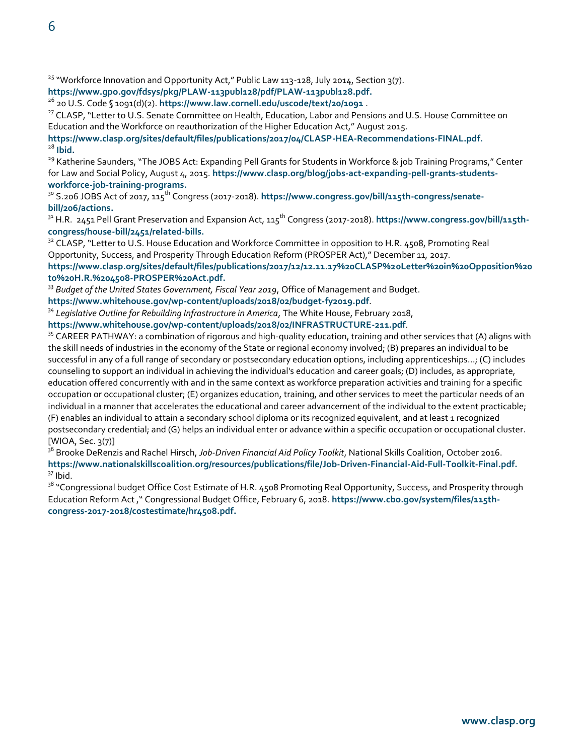[25] "Workforce Innovation and Opportunity Act," Public Law 113-128, July 2014, Section 3(7). **https://www.gpo.gov/fdsys/pkg/PLAW-113publ128/pdf/PLAW-113publ128.pdf.**

[26] 20 U.S. Code § 1091(d)(2). **https://www.law.cornell.edu/uscode/text/20/1091** .

[27] CLASP, "Letter to U.S. Senate Committee on Health, Education, Labor and Pensions and U.S. House Committee on Education and the Workforce on reauthorization of the Higher Education Act," August 2015. **https://www.clasp.org/sites/default/files/publications/2017/04/CLASP-HEA-Recommendations-FINAL.pdf.**

[28] **Ibid.**

[29] Katherine Saunders, "The JOBS Act: Expanding Pell Grants for Students in Workforce & job Training Programs," Center for Law and Social Policy, August 4, 2015. **https://www.clasp.org/blog/jobs-act-expanding-pell-grants-students-workforce-job-training-programs.**

[30] S.206 JOBS Act of 2017, 115th Congress (2017-2018). **https://www.congress.gov/bill/115th-congress/senate-bill/206/actions.**

[31] H.R. 2451 Pell Grant Preservation and Expansion Act, 115th Congress (2017-2018). **https://www.congress.gov/bill/115th-congress/house-bill/2451/related-bills.**

[32] CLASP, "Letter to U.S. House Education and Workforce Committee in opposition to H.R. 4508, Promoting Real Opportunity, Success, and Prosperity Through Education Reform (PROSPER Act)," December 11, 2017. **https://www.clasp.org/sites/default/files/publications/2017/12/12.11.17%20CLASP%20Letter%20in%20Opposition%20to%20H.R.%204508-PROSPER%20Act.pdf.**

[33] *Budget of the United States Government, Fiscal Year 2019*, Office of Management and Budget. **https://www.whitehouse.gov/wp-content/uploads/2018/02/budget-fy2019.pdf**.

[34] *Legislative Outline for Rebuilding Infrastructure in America*, The White House, February 2018, **https://www.whitehouse.gov/wp-content/uploads/2018/02/INFRASTRUCTURE-211.pdf**.

[35] CAREER PATHWAY: a combination of rigorous and high-quality education, training and other services that (A) aligns with the skill needs of industries in the economy of the State or regional economy involved; (B) prepares an individual to be successful in any of a full range of secondary or postsecondary education options, including apprenticeships…; (C) includes counseling to support an individual in achieving the individual's education and career goals; (D) includes, as appropriate, education offered concurrently with and in the same context as workforce preparation activities and training for a specific occupation or occupational cluster; (E) organizes education, training, and other services to meet the particular needs of an individual in a manner that accelerates the educational and career advancement of the individual to the extent practicable; (F) enables an individual to attain a secondary school diploma or its recognized equivalent, and at least 1 recognized postsecondary credential; and (G) helps an individual enter or advance within a specific occupation or occupational cluster. [WIOA, Sec. 3(7)]

[36] Brooke DeRenzis and Rachel Hirsch, *Job-Driven Financial Aid Policy Toolkit*, National Skills Coalition, October 2016. **https://www.nationalskillscoalition.org/resources/publications/file/Job-Driven-Financial-Aid-Full-Toolkit-Final.pdf.**

[37] Ibid.

[38] "Congressional budget Office Cost Estimate of H.R. 4508 Promoting Real Opportunity, Success, and Prosperity through Education Reform Act ," Congressional Budget Office, February 6, 2018. **https://www.cbo.gov/system/files/115th-congress-2017-2018/costestimate/hr4508.pdf.**